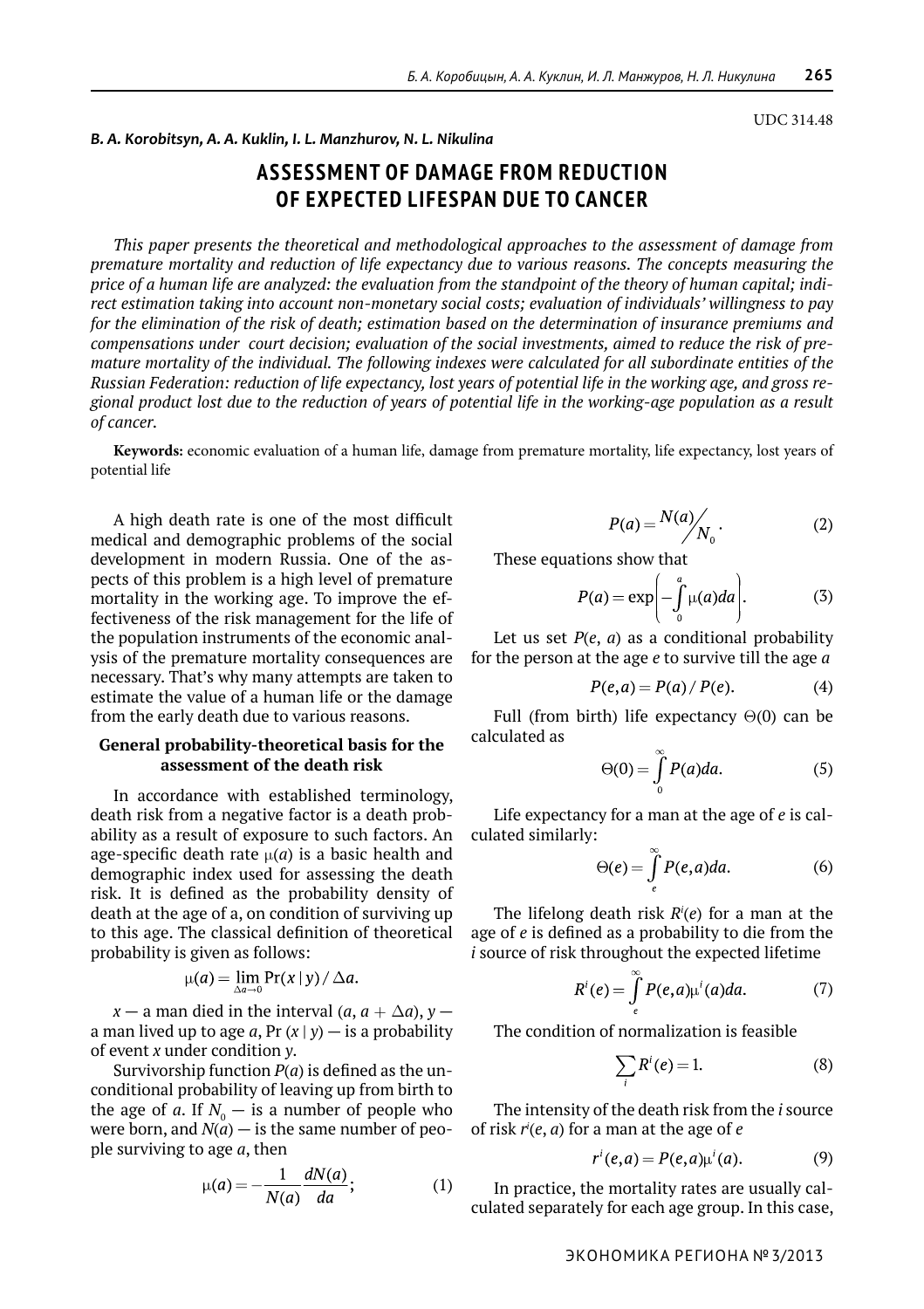UDC 314.48

***B. A. Korobitsyn, A. A. Kuklin, I. L. Manzhurov, N. L. Nikulina***

# ASSESSMENT OF DAMAGE FROM REDUCTION OF EXPECTED LIFESPAN DUE TO CANCER

*This paper presents the theoretical and methodological approaches to the assessment of damage from premature mortality and reduction of life expectancy due to various reasons. The concepts measuring the price of a human life are analyzed: the evaluation from the standpoint of the theory of human capital; indirect estimation taking into account non-monetary social costs; evaluation of individuals' willingness to pay for the elimination of the risk of death; estimation based on the determination of insurance premiums and compensations under court decision; evaluation of the social investments, aimed to reduce the risk of premature mortality of the individual. The following indexes were calculated for all subordinate entities of the Russian Federation: reduction of life expectancy, lost years of potential life in the working age, and gross regional product lost due to the reduction of years of potential life in the working-age population as a result of cancer.*

**Keywords:** economic evaluation of a human life, damage from premature mortality, life expectancy, lost years of potential life

A high death rate is one of the most difficult medical and demographic problems of the social development in modern Russia. One of the aspects of this problem is a high level of premature mortality in the working age. To improve the effectiveness of the risk management for the life of the population instruments of the economic analysis of the premature mortality consequences are necessary. That's why many attempts are taken to estimate the value of a human life or the damage from the early death due to various reasons.

## General probability-theoretical basis for the assessment of the death risk

In accordance with established terminology, death risk from a negative factor is a death probability as a result of exposure to such factors. An age-specific death rate $\mu(a)$ is a basic health and demographic index used for assessing the death risk. It is defined as the probability density of death at the age of a, on condition of surviving up to this age. The classical definition of theoretical probability is given as follows:

$$\mu(a) = \lim_{\Delta a \to 0} \Pr(x \mid y) / \Delta a.$$

$x$ — a man died in the interval $(a, a + \Delta a)$, $y$ — a man lived up to age $a$, $\Pr(x \mid y)$ — is a probability of event $x$ under condition $y$.

Survivorship function $P(a)$ is defined as the unconditional probability of leaving up from birth to the age of $a$. If $N_0$ — is a number of people who were born, and $N(a)$ — is the same number of people surviving to age $a$, then

$$\mu(a) = -\frac{1}{N(a)} \frac{dN(a)}{da}; \tag{1}$$

$$P(a) = {N(a)}/{N_0}. \tag{2}$$

These equations show that

$$P(a) = \exp\left(-\int_0^a \mu(a)da\right). \tag{3}$$

Let us set $P(e, a)$ as a conditional probability for the person at the age $e$ to survive till the age $a$

$$P(e,a) = P(a)/P(e). \tag{4}$$

Full (from birth) life expectancy $\Theta(0)$ can be calculated as

$$\Theta(0) = \int_0^\infty P(a)da. \tag{5}$$

Life expectancy for a man at the age of $e$ is calculated similarly:

$$\Theta(e) = \int_e^\infty P(e,a)da. \tag{6}$$

The lifelong death risk $R^i(e)$ for a man at the age of $e$ is defined as a probability to die from the $i$ source of risk throughout the expected lifetime

$$R^i(e) = \int_e^\infty P(e,a)\mu^i(a)da. \tag{7}$$

The condition of normalization is feasible

$$\sum_i R^i(e) = 1. \tag{8}$$

The intensity of the death risk from the $i$ source of risk $r^i(e, a)$ for a man at the age of $e$

$$r^i(e,a) = P(e,a)\mu^i(a). \tag{9}$$

In practice, the mortality rates are usually calculated separately for each age group. In this case,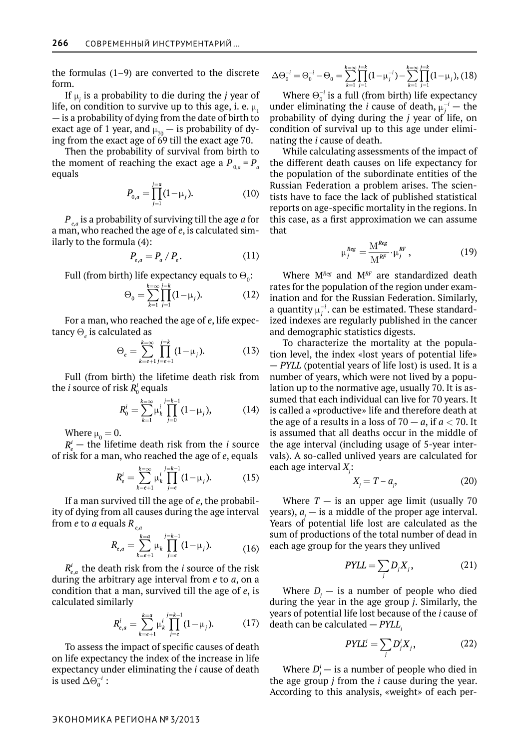the formulas (1–9) are converted to the discrete form.

If $\mu_j$ is a probability to die during the *j* year of life, on condition to survive up to this age, i. e. $\mu_1$ — is a probability of dying from the date of birth to exact age of 1 year, and $\mu_{70}$ — is probability of dying from the exact age of 69 till the exact age 70.

Then the probability of survival from birth to the moment of reaching the exact age a $P_{0,a} = P_a$ equals

$$P_{0,a} = \prod_{j=1}^{j=a}(1-\mu_j). \tag{10}$$

$P_{e,a}$ is a probability of surviving till the age *a* for a man, who reached the age of *e*, is calculated similarly to the formula (4):

$$P_{e,a} = P_a / P_e. \tag{11}$$

Full (from birth) life expectancy equals to $\Theta_0$:

$$\Theta_0 = \sum_{k=1}^{k=\infty}\prod_{j=1}^{j=k}(1-\mu_j). \tag{12}$$

For a man, who reached the age of *e*, life expectancy $\Theta_e$ is calculated as

$$\Theta_e = \sum_{k=e+1}^{k=\infty}\prod_{j=e+1}^{j=k}(1-\mu_j). \tag{13}$$

Full (from birth) the lifetime death risk from the *i* source of risk $R_0^i$ equals

$$R_0^i = \sum_{k=1}^{k=\infty}\mu_k^i\prod_{j=0}^{j=k-1}(1-\mu_j), \tag{14}$$

Where $\mu_0 = 0$.

$R_e^i$ — the lifetime death risk from the *i* source of risk for a man, who reached the age of *e*, equals

$$R_e^i = \sum_{k=e+1}^{k=\infty}\mu_k^i\prod_{j=e}^{j=k-1}(1-\mu_j). \tag{15}$$

If a man survived till the age of *e*, the probability of dying from all causes during the age interval from *e* to *a* equals $R_{e,a}$

$$R_{e,a} = \sum_{k=e+1}^{k=a}\mu_k\prod_{j=e}^{j=k-1}(1-\mu_j). \tag{16}$$

$R_{e,a}^i$ the death risk from the *i* source of the risk during the arbitrary age interval from *e* to *a*, on a condition that a man, survived till the age of *e*, is calculated similarly

$$R_{e,a}^i = \sum_{k=e+1}^{k=a}\mu_k^i\prod_{j=e}^{j=k-1}(1-\mu_j). \tag{17}$$

To assess the impact of specific causes of death on life expectancy the index of the increase in life expectancy under eliminating the *i* cause of death is used $\Delta\Theta_0^{-i}$:

$$\Delta\Theta_0^{-i} = \Theta_0^{-i} - \Theta_0 = \sum_{k=1}^{k=\infty}\prod_{j=1}^{j=k}(1-\mu_j^{-i}) - \sum_{k=1}^{k=\infty}\prod_{j=1}^{j=k}(1-\mu_j), \tag{18}$$

Where $\Theta_0^{-i}$ is a full (from birth) life expectancy under eliminating the *i* cause of death, $\mu_j^{-i}$ — the probability of dying during the *j* year of life, on condition of survival up to this age under eliminating the *i* cause of death.

While calculating assessments of the impact of the different death causes on life expectancy for the population of the subordinate entities of the Russian Federation a problem arises. The scientists have to face the lack of published statistical reports on age-specific mortality in the regions. In this case, as a first approximation we can assume that

$$\mu_j^{Reg} = \frac{M^{Reg}}{M^{RF}}\cdot\mu_j^{RF}, \tag{19}$$

Where $M^{Reg}$ and $M^{RF}$ are standardized death rates for the population of the region under examination and for the Russian Federation. Similarly, a quantity $\mu_j^{-i}$. can be estimated. These standardized indexes are regularly published in the cancer and demographic statistics digests.

To characterize the mortality at the population level, the index «lost years of potential life» — *PYLL* (potential years of life lost) is used. It is a number of years, which were not lived by a population up to the normative age, usually 70. It is assumed that each individual can live for 70 years. It is called a «productive» life and therefore death at the age of a results in a loss of 70 — *a*, if $a < 70$. It is assumed that all deaths occur in the middle of the age interval (including usage of 5-year intervals). A so-called unlived years are calculated for each age interval $X_j$:

$$X_j = T - a_j, \tag{20}$$

Where $T$ — is an upper age limit (usually 70 years), $a_j$ — is a middle of the proper age interval. Years of potential life lost are calculated as the sum of productions of the total number of dead in each age group for the years they unlived

$$PYLL = \sum_j D_j X_j, \tag{21}$$

Where $D_j$ — is a number of people who died during the year in the age group *j*. Similarly, the years of potential life lost because of the *i* cause of death can be calculated — $PYLL_i$

$$PYLL^i = \sum_j D_j^i X_j, \tag{22}$$

Where $D_j^i$ — is a number of people who died in the age group *j* from the *i* cause during the year. According to this analysis, «weight» of each per-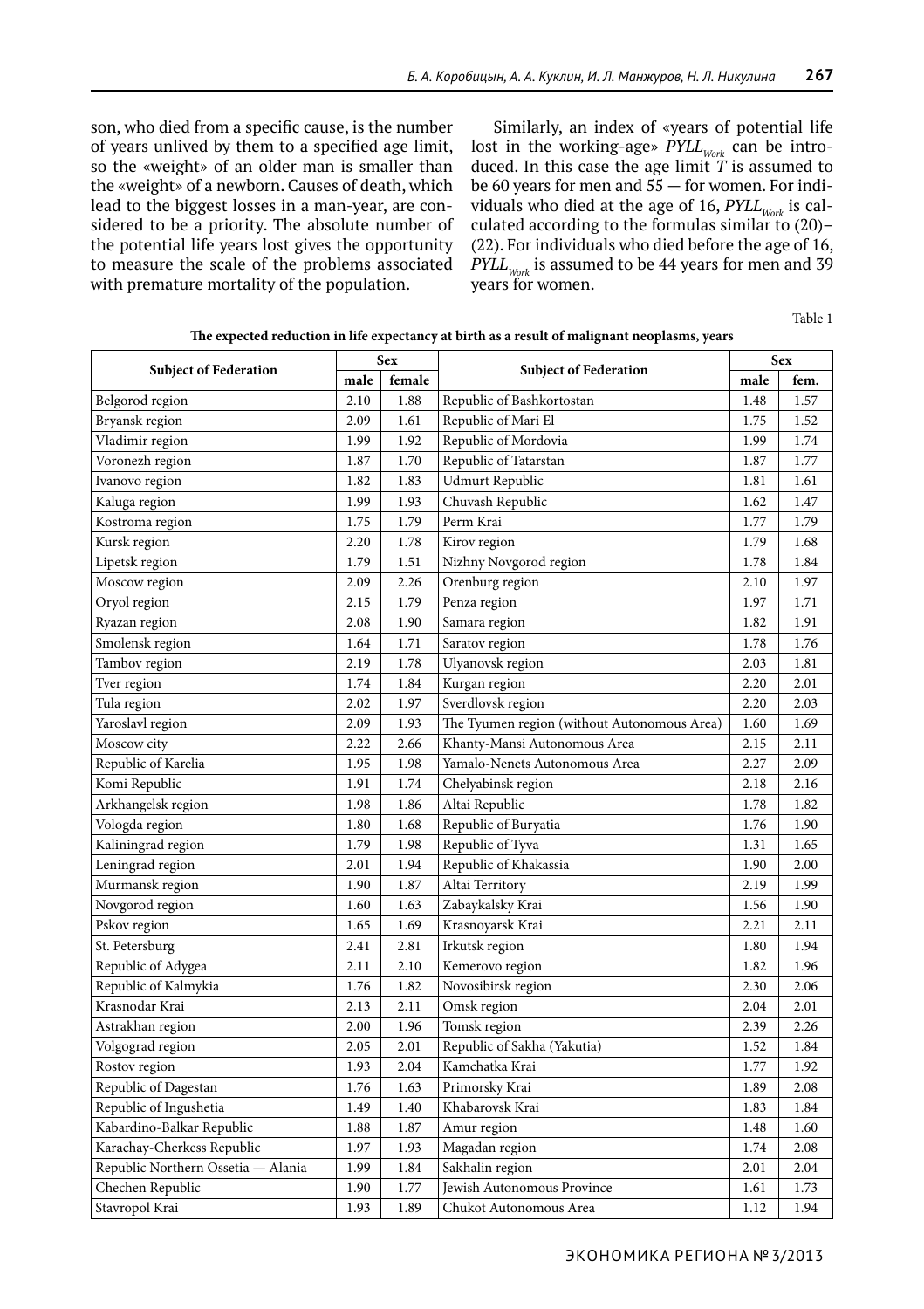son, who died from a specific cause, is the number of years unlived by them to a specified age limit, so the «weight» of an older man is smaller than the «weight» of a newborn. Causes of death, which lead to the biggest losses in a man-year, are considered to be a priority. The absolute number of the potential life years lost gives the opportunity to measure the scale of the problems associated with premature mortality of the population.

Similarly, an index of «years of potential life lost in the working-age» $PYLL_{Work}$ can be introduced. In this case the age limit $T$ is assumed to be 60 years for men and 55 — for women. For individuals who died at the age of 16, $PYLL_{Work}$ is calculated according to the formulas similar to (20)–(22). For individuals who died before the age of 16, $PYLL_{Work}$ is assumed to be 44 years for men and 39 years for women.

Table 1

**The expected reduction in life expectancy at birth as a result of malignant neoplasms, years**

| Subject of Federation | Sex | | Subject of Federation | Sex | |
|---|---|---|---|---|---|
| | male | female | | male | fem. |
| Belgorod region | 2.10 | 1.88 | Republic of Bashkortostan | 1.48 | 1.57 |
| Bryansk region | 2.09 | 1.61 | Republic of Mari El | 1.75 | 1.52 |
| Vladimir region | 1.99 | 1.92 | Republic of Mordovia | 1.99 | 1.74 |
| Voronezh region | 1.87 | 1.70 | Republic of Tatarstan | 1.87 | 1.77 |
| Ivanovo region | 1.82 | 1.83 | Udmurt Republic | 1.81 | 1.61 |
| Kaluga region | 1.99 | 1.93 | Chuvash Republic | 1.62 | 1.47 |
| Kostroma region | 1.75 | 1.79 | Perm Krai | 1.77 | 1.79 |
| Kursk region | 2.20 | 1.78 | Kirov region | 1.79 | 1.68 |
| Lipetsk region | 1.79 | 1.51 | Nizhny Novgorod region | 1.78 | 1.84 |
| Moscow region | 2.09 | 2.26 | Orenburg region | 2.10 | 1.97 |
| Oryol region | 2.15 | 1.79 | Penza region | 1.97 | 1.71 |
| Ryazan region | 2.08 | 1.90 | Samara region | 1.82 | 1.91 |
| Smolensk region | 1.64 | 1.71 | Saratov region | 1.78 | 1.76 |
| Tambov region | 2.19 | 1.78 | Ulyanovsk region | 2.03 | 1.81 |
| Tver region | 1.74 | 1.84 | Kurgan region | 2.20 | 2.01 |
| Tula region | 2.02 | 1.97 | Sverdlovsk region | 2.20 | 2.03 |
| Yaroslavl region | 2.09 | 1.93 | The Tyumen region (without Autonomous Area) | 1.60 | 1.69 |
| Moscow city | 2.22 | 2.66 | Khanty-Mansi Autonomous Area | 2.15 | 2.11 |
| Republic of Karelia | 1.95 | 1.98 | Yamalo-Nenets Autonomous Area | 2.27 | 2.09 |
| Komi Republic | 1.91 | 1.74 | Chelyabinsk region | 2.18 | 2.16 |
| Arkhangelsk region | 1.98 | 1.86 | Altai Republic | 1.78 | 1.82 |
| Vologda region | 1.80 | 1.68 | Republic of Buryatia | 1.76 | 1.90 |
| Kaliningrad region | 1.79 | 1.98 | Republic of Tyva | 1.31 | 1.65 |
| Leningrad region | 2.01 | 1.94 | Republic of Khakassia | 1.90 | 2.00 |
| Murmansk region | 1.90 | 1.87 | Altai Territory | 2.19 | 1.99 |
| Novgorod region | 1.60 | 1.63 | Zabaykalsky Krai | 1.56 | 1.90 |
| Pskov region | 1.65 | 1.69 | Krasnoyarsk Krai | 2.21 | 2.11 |
| St. Petersburg | 2.41 | 2.81 | Irkutsk region | 1.80 | 1.94 |
| Republic of Adygea | 2.11 | 2.10 | Kemerovo region | 1.82 | 1.96 |
| Republic of Kalmykia | 1.76 | 1.82 | Novosibirsk region | 2.30 | 2.06 |
| Krasnodar Krai | 2.13 | 2.11 | Omsk region | 2.04 | 2.01 |
| Astrakhan region | 2.00 | 1.96 | Tomsk region | 2.39 | 2.26 |
| Volgograd region | 2.05 | 2.01 | Republic of Sakha (Yakutia) | 1.52 | 1.84 |
| Rostov region | 1.93 | 2.04 | Kamchatka Krai | 1.77 | 1.92 |
| Republic of Dagestan | 1.76 | 1.63 | Primorsky Krai | 1.89 | 2.08 |
| Republic of Ingushetia | 1.49 | 1.40 | Khabarovsk Krai | 1.83 | 1.84 |
| Kabardino-Balkar Republic | 1.88 | 1.87 | Amur region | 1.48 | 1.60 |
| Karachay-Cherkess Republic | 1.97 | 1.93 | Magadan region | 1.74 | 2.08 |
| Republic Northern Ossetia — Alania | 1.99 | 1.84 | Sakhalin region | 2.01 | 2.04 |
| Chechen Republic | 1.90 | 1.77 | Jewish Autonomous Province | 1.61 | 1.73 |
| Stavropol Krai | 1.93 | 1.89 | Chukot Autonomous Area | 1.12 | 1.94 |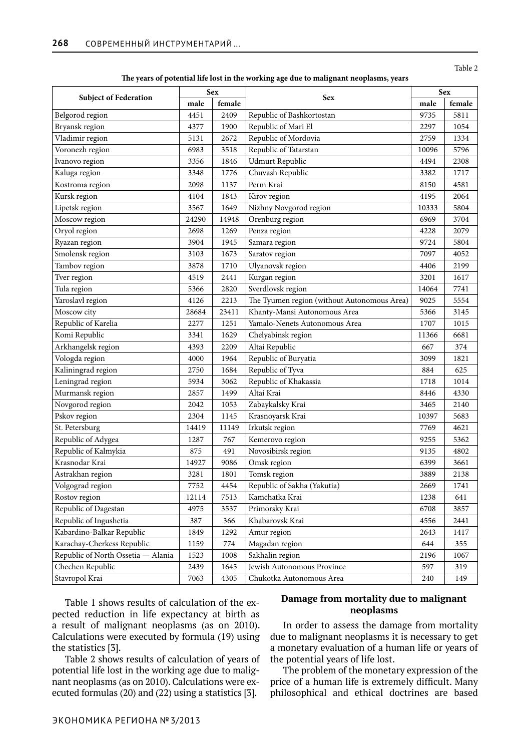Table 2

**The years of potential life lost in the working age due to malignant neoplasms, years**

| Subject of Federation | Sex | | Sex | Sex | |
|---|---|---|---|---|---|
| | male | female | | male | female |
| Belgorod region | 4451 | 2409 | Republic of Bashkortostan | 9735 | 5811 |
| Bryansk region | 4377 | 1900 | Republic of Mari El | 2297 | 1054 |
| Vladimir region | 5131 | 2672 | Republic of Mordovia | 2759 | 1334 |
| Voronezh region | 6983 | 3518 | Republic of Tatarstan | 10096 | 5796 |
| Ivanovo region | 3356 | 1846 | Udmurt Republic | 4494 | 2308 |
| Kaluga region | 3348 | 1776 | Chuvash Republic | 3382 | 1717 |
| Kostroma region | 2098 | 1137 | Perm Krai | 8150 | 4581 |
| Kursk region | 4104 | 1843 | Kirov region | 4195 | 2064 |
| Lipetsk region | 3567 | 1649 | Nizhny Novgorod region | 10333 | 5804 |
| Moscow region | 24290 | 14948 | Orenburg region | 6969 | 3704 |
| Oryol region | 2698 | 1269 | Penza region | 4228 | 2079 |
| Ryazan region | 3904 | 1945 | Samara region | 9724 | 5804 |
| Smolensk region | 3103 | 1673 | Saratov region | 7097 | 4052 |
| Tambov region | 3878 | 1710 | Ulyanovsk region | 4406 | 2199 |
| Tver region | 4519 | 2441 | Kurgan region | 3201 | 1617 |
| Tula region | 5366 | 2820 | Sverdlovsk region | 14064 | 7741 |
| Yaroslavl region | 4126 | 2213 | The Tyumen region (without Autonomous Area) | 9025 | 5554 |
| Moscow city | 28684 | 23411 | Khanty-Mansi Autonomous Area | 5366 | 3145 |
| Republic of Karelia | 2277 | 1251 | Yamalo-Nenets Autonomous Area | 1707 | 1015 |
| Komi Republic | 3341 | 1629 | Chelyabinsk region | 11366 | 6681 |
| Arkhangelsk region | 4393 | 2209 | Altai Republic | 667 | 374 |
| Vologda region | 4000 | 1964 | Republic of Buryatia | 3099 | 1821 |
| Kaliningrad region | 2750 | 1684 | Republic of Tyva | 884 | 625 |
| Leningrad region | 5934 | 3062 | Republic of Khakassia | 1718 | 1014 |
| Murmansk region | 2857 | 1499 | Altai Krai | 8446 | 4330 |
| Novgorod region | 2042 | 1053 | Zabaykalsky Krai | 3465 | 2140 |
| Pskov region | 2304 | 1145 | Krasnoyarsk Krai | 10397 | 5683 |
| St. Petersburg | 14419 | 11149 | Irkutsk region | 7769 | 4621 |
| Republic of Adygea | 1287 | 767 | Kemerovo region | 9255 | 5362 |
| Republic of Kalmykia | 875 | 491 | Novosibirsk region | 9135 | 4802 |
| Krasnodar Krai | 14927 | 9086 | Omsk region | 6399 | 3661 |
| Astrakhan region | 3281 | 1801 | Tomsk region | 3889 | 2138 |
| Volgograd region | 7752 | 4454 | Republic of Sakha (Yakutia) | 2669 | 1741 |
| Rostov region | 12114 | 7513 | Kamchatka Krai | 1238 | 641 |
| Republic of Dagestan | 4975 | 3537 | Primorsky Krai | 6708 | 3857 |
| Republic of Ingushetia | 387 | 366 | Khabarovsk Krai | 4556 | 2441 |
| Kabardino-Balkar Republic | 1849 | 1292 | Amur region | 2643 | 1417 |
| Karachay-Cherkess Republic | 1159 | 774 | Magadan region | 644 | 355 |
| Republic of North Ossetia — Alania | 1523 | 1008 | Sakhalin region | 2196 | 1067 |
| Chechen Republic | 2439 | 1645 | Jewish Autonomous Province | 597 | 319 |
| Stavropol Krai | 7063 | 4305 | Chukotka Autonomous Area | 240 | 149 |

Table 1 shows results of calculation of the expected reduction in life expectancy at birth as a result of malignant neoplasms (as on 2010). Calculations were executed by formula (19) using the statistics [3].

Table 2 shows results of calculation of years of potential life lost in the working age due to malignant neoplasms (as on 2010). Calculations were executed formulas (20) and (22) using a statistics [3].

## Damage from mortality due to malignant neoplasms

In order to assess the damage from mortality due to malignant neoplasms it is necessary to get a monetary evaluation of a human life or years of the potential years of life lost.

The problem of the monetary expression of the price of a human life is extremely difficult. Many philosophical and ethical doctrines are based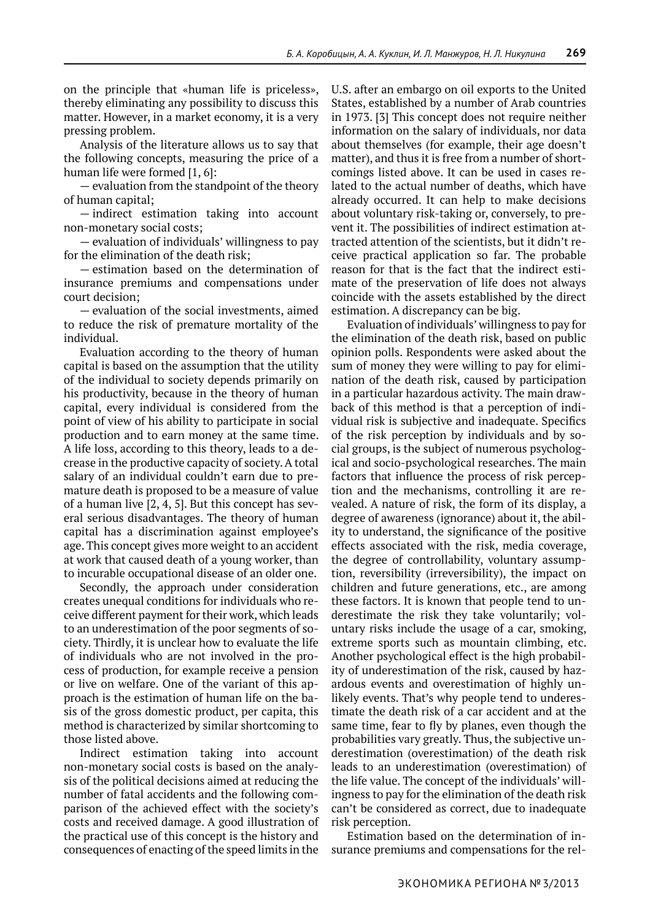on the principle that «human life is priceless», thereby eliminating any possibility to discuss this matter. However, in a market economy, it is a very pressing problem.

Analysis of the literature allows us to say that the following concepts, measuring the price of a human life were formed [1, 6]:

— evaluation from the standpoint of the theory of human capital;

— indirect estimation taking into account non-monetary social costs;

— evaluation of individuals' willingness to pay for the elimination of the death risk;

— estimation based on the determination of insurance premiums and compensations under court decision;

— evaluation of the social investments, aimed to reduce the risk of premature mortality of the individual.

Evaluation according to the theory of human capital is based on the assumption that the utility of the individual to society depends primarily on his productivity, because in the theory of human capital, every individual is considered from the point of view of his ability to participate in social production and to earn money at the same time. A life loss, according to this theory, leads to a decrease in the productive capacity of society. A total salary of an individual couldn't earn due to premature death is proposed to be a measure of value of a human live [2, 4, 5]. But this concept has several serious disadvantages. The theory of human capital has a discrimination against employee's age. This concept gives more weight to an accident at work that caused death of a young worker, than to incurable occupational disease of an older one.

Secondly, the approach under consideration creates unequal conditions for individuals who receive different payment for their work, which leads to an underestimation of the poor segments of society. Thirdly, it is unclear how to evaluate the life of individuals who are not involved in the process of production, for example receive a pension or live on welfare. One of the variant of this approach is the estimation of human life on the basis of the gross domestic product, per capita, this method is characterized by similar shortcoming to those listed above.

Indirect estimation taking into account non-monetary social costs is based on the analysis of the political decisions aimed at reducing the number of fatal accidents and the following comparison of the achieved effect with the society's costs and received damage. A good illustration of the practical use of this concept is the history and consequences of enacting of the speed limits in the U.S. after an embargo on oil exports to the United States, established by a number of Arab countries in 1973. [3] This concept does not require neither information on the salary of individuals, nor data about themselves (for example, their age doesn't matter), and thus it is free from a number of shortcomings listed above. It can be used in cases related to the actual number of deaths, which have already occurred. It can help to make decisions about voluntary risk-taking or, conversely, to prevent it. The possibilities of indirect estimation attracted attention of the scientists, but it didn't receive practical application so far. The probable reason for that is the fact that the indirect estimate of the preservation of life does not always coincide with the assets established by the direct estimation. A discrepancy can be big.

Evaluation of individuals' willingness to pay for the elimination of the death risk, based on public opinion polls. Respondents were asked about the sum of money they were willing to pay for elimination of the death risk, caused by participation in a particular hazardous activity. The main drawback of this method is that a perception of individual risk is subjective and inadequate. Specifics of the risk perception by individuals and by social groups, is the subject of numerous psychological and socio-psychological researches. The main factors that influence the process of risk perception and the mechanisms, controlling it are revealed. A nature of risk, the form of its display, a degree of awareness (ignorance) about it, the ability to understand, the significance of the positive effects associated with the risk, media coverage, the degree of controllability, voluntary assumption, reversibility (irreversibility), the impact on children and future generations, etc., are among these factors. It is known that people tend to underestimate the risk they take voluntarily; voluntary risks include the usage of a car, smoking, extreme sports such as mountain climbing, etc. Another psychological effect is the high probability of underestimation of the risk, caused by hazardous events and overestimation of highly unlikely events. That's why people tend to underestimate the death risk of a car accident and at the same time, fear to fly by planes, even though the probabilities vary greatly. Thus, the subjective underestimation (overestimation) of the death risk leads to an underestimation (overestimation) of the life value. The concept of the individuals' willingness to pay for the elimination of the death risk can't be considered as correct, due to inadequate risk perception.

Estimation based on the determination of insurance premiums and compensations for the rel-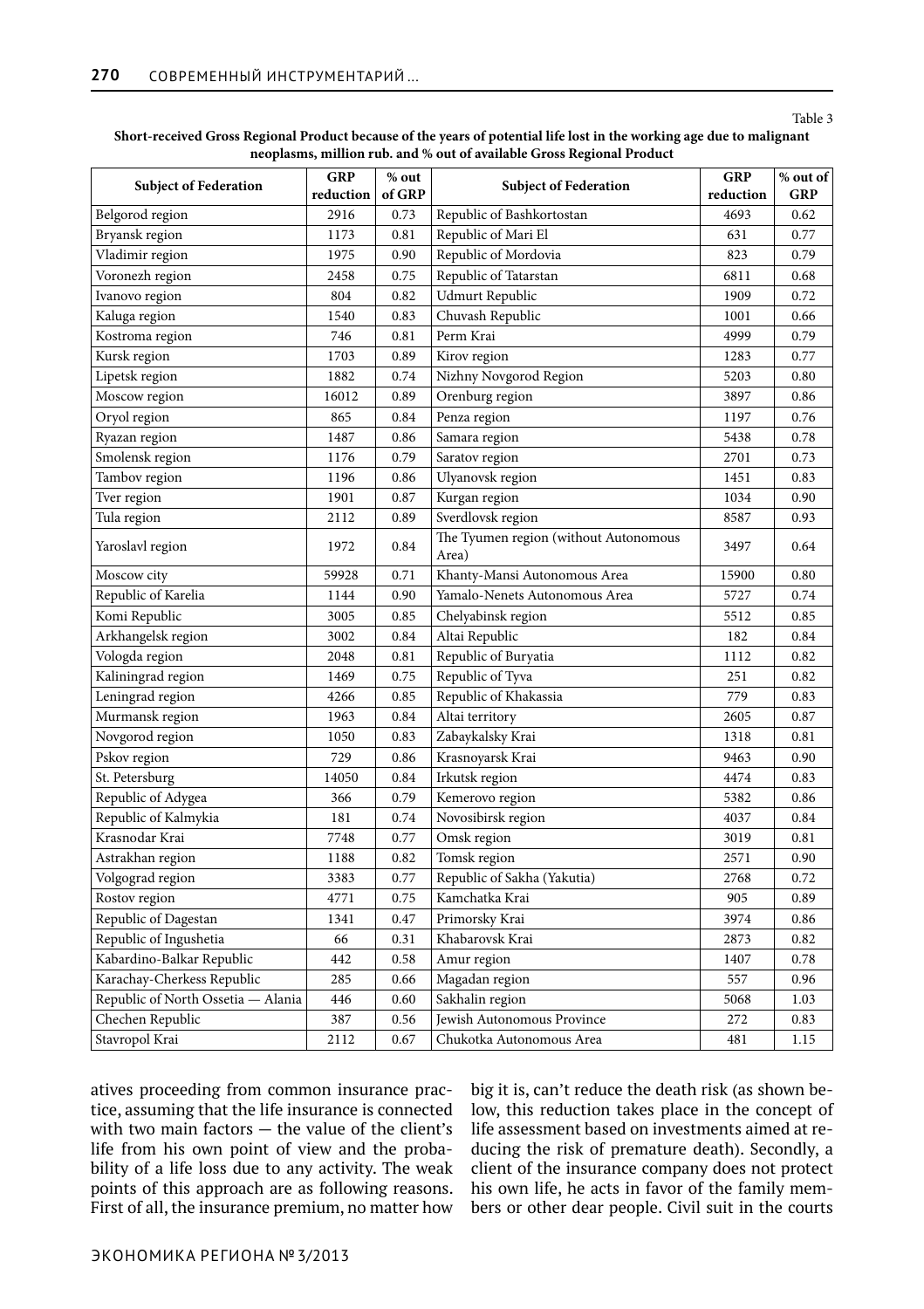Table 3

**Short-received Gross Regional Product because of the years of potential life lost in the working age due to malignant neoplasms, million rub. and % out of available Gross Regional Product**

| Subject of Federation | GRP reduction | % out of GRP | Subject of Federation | GRP reduction | % out of GRP |
|---|---|---|---|---|---|
| Belgorod region | 2916 | 0.73 | Republic of Bashkortostan | 4693 | 0.62 |
| Bryansk region | 1173 | 0.81 | Republic of Mari El | 631 | 0.77 |
| Vladimir region | 1975 | 0.90 | Republic of Mordovia | 823 | 0.79 |
| Voronezh region | 2458 | 0.75 | Republic of Tatarstan | 6811 | 0.68 |
| Ivanovo region | 804 | 0.82 | Udmurt Republic | 1909 | 0.72 |
| Kaluga region | 1540 | 0.83 | Chuvash Republic | 1001 | 0.66 |
| Kostroma region | 746 | 0.81 | Perm Krai | 4999 | 0.79 |
| Kursk region | 1703 | 0.89 | Kirov region | 1283 | 0.77 |
| Lipetsk region | 1882 | 0.74 | Nizhny Novgorod Region | 5203 | 0.80 |
| Moscow region | 16012 | 0.89 | Orenburg region | 3897 | 0.86 |
| Oryol region | 865 | 0.84 | Penza region | 1197 | 0.76 |
| Ryazan region | 1487 | 0.86 | Samara region | 5438 | 0.78 |
| Smolensk region | 1176 | 0.79 | Saratov region | 2701 | 0.73 |
| Tambov region | 1196 | 0.86 | Ulyanovsk region | 1451 | 0.83 |
| Tver region | 1901 | 0.87 | Kurgan region | 1034 | 0.90 |
| Tula region | 2112 | 0.89 | Sverdlovsk region | 8587 | 0.93 |
| Yaroslavl region | 1972 | 0.84 | The Tyumen region (without Autonomous Area) | 3497 | 0.64 |
| Moscow city | 59928 | 0.71 | Khanty-Mansi Autonomous Area | 15900 | 0.80 |
| Republic of Karelia | 1144 | 0.90 | Yamalo-Nenets Autonomous Area | 5727 | 0.74 |
| Komi Republic | 3005 | 0.85 | Chelyabinsk region | 5512 | 0.85 |
| Arkhangelsk region | 3002 | 0.84 | Altai Republic | 182 | 0.84 |
| Vologda region | 2048 | 0.81 | Republic of Buryatia | 1112 | 0.82 |
| Kaliningrad region | 1469 | 0.75 | Republic of Tyva | 251 | 0.82 |
| Leningrad region | 4266 | 0.85 | Republic of Khakassia | 779 | 0.83 |
| Murmansk region | 1963 | 0.84 | Altai territory | 2605 | 0.87 |
| Novgorod region | 1050 | 0.83 | Zabaykalsky Krai | 1318 | 0.81 |
| Pskov region | 729 | 0.86 | Krasnoyarsk Krai | 9463 | 0.90 |
| St. Petersburg | 14050 | 0.84 | Irkutsk region | 4474 | 0.83 |
| Republic of Adygea | 366 | 0.79 | Kemerovo region | 5382 | 0.86 |
| Republic of Kalmykia | 181 | 0.74 | Novosibirsk region | 4037 | 0.84 |
| Krasnodar Krai | 7748 | 0.77 | Omsk region | 3019 | 0.81 |
| Astrakhan region | 1188 | 0.82 | Tomsk region | 2571 | 0.90 |
| Volgograd region | 3383 | 0.77 | Republic of Sakha (Yakutia) | 2768 | 0.72 |
| Rostov region | 4771 | 0.75 | Kamchatka Krai | 905 | 0.89 |
| Republic of Dagestan | 1341 | 0.47 | Primorsky Krai | 3974 | 0.86 |
| Republic of Ingushetia | 66 | 0.31 | Khabarovsk Krai | 2873 | 0.82 |
| Kabardino-Balkar Republic | 442 | 0.58 | Amur region | 1407 | 0.78 |
| Karachay-Cherkess Republic | 285 | 0.66 | Magadan region | 557 | 0.96 |
| Republic of North Ossetia — Alania | 446 | 0.60 | Sakhalin region | 5068 | 1.03 |
| Chechen Republic | 387 | 0.56 | Jewish Autonomous Province | 272 | 0.83 |
| Stavropol Krai | 2112 | 0.67 | Chukotka Autonomous Area | 481 | 1.15 |

atives proceeding from common insurance practice, assuming that the life insurance is connected with two main factors — the value of the client's life from his own point of view and the probability of a life loss due to any activity. The weak points of this approach are as following reasons. First of all, the insurance premium, no matter how big it is, can't reduce the death risk (as shown below, this reduction takes place in the concept of life assessment based on investments aimed at reducing the risk of premature death). Secondly, a client of the insurance company does not protect his own life, he acts in favor of the family members or other dear people. Civil suit in the courts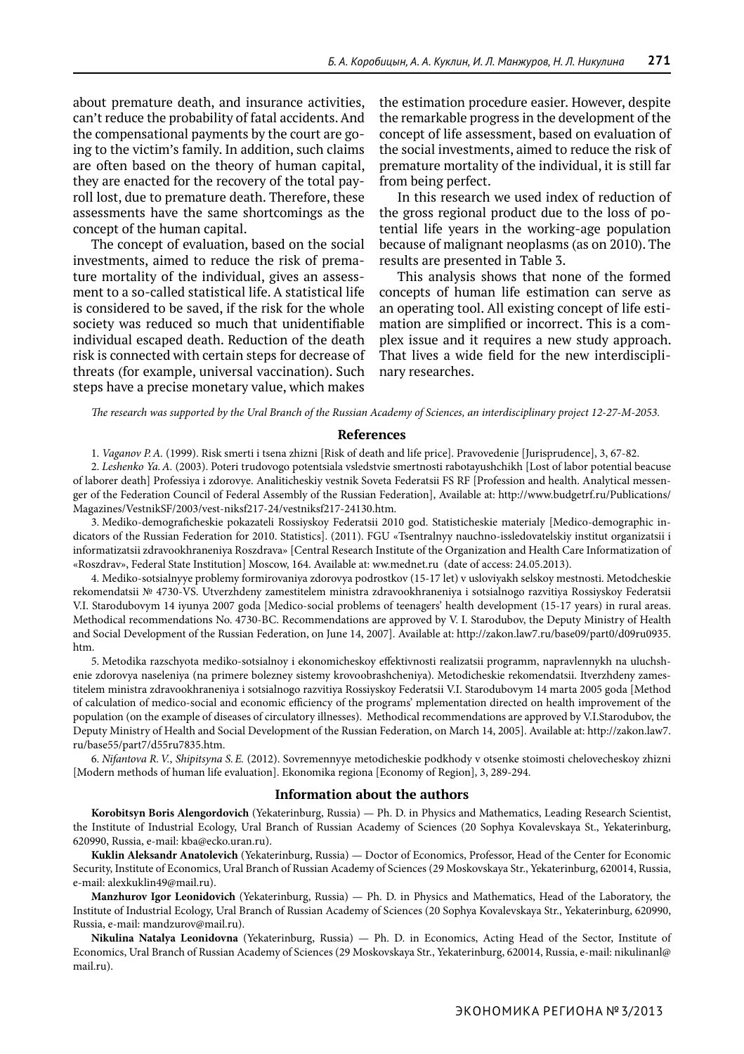about premature death, and insurance activities, can't reduce the probability of fatal accidents. And the compensational payments by the court are going to the victim's family. In addition, such claims are often based on the theory of human capital, they are enacted for the recovery of the total payroll lost, due to premature death. Therefore, these assessments have the same shortcomings as the concept of the human capital.

The concept of evaluation, based on the social investments, aimed to reduce the risk of premature mortality of the individual, gives an assessment to a so-called statistical life. A statistical life is considered to be saved, if the risk for the whole society was reduced so much that unidentifiable individual escaped death. Reduction of the death risk is connected with certain steps for decrease of threats (for example, universal vaccination). Such steps have a precise monetary value, which makes the estimation procedure easier. However, despite the remarkable progress in the development of the concept of life assessment, based on evaluation of the social investments, aimed to reduce the risk of premature mortality of the individual, it is still far from being perfect.

In this research we used index of reduction of the gross regional product due to the loss of potential life years in the working-age population because of malignant neoplasms (as on 2010). The results are presented in Table 3.

This analysis shows that none of the formed concepts of human life estimation can serve as an operating tool. All existing concept of life estimation are simplified or incorrect. This is a complex issue and it requires a new study approach. That lives a wide field for the new interdisciplinary researches.

*The research was supported by the Ural Branch of the Russian Academy of Sciences, an interdisciplinary project 12-27-M-2053.*

## References

1. *Vaganov P. A.* (1999). Risk smerti i tsena zhizni [Risk of death and life price]. Pravovedenie [Jurisprudence], 3, 67-82.

2. *Leshenko Ya. A.* (2003). Poteri trudovogo potentsiala vsledstvie smertnosti rabotayushchikh [Lost of labor potential beacuse of laborer death] Professiya i zdorovye. Analiticheskiy vestnik Soveta Federatsii FS RF [Profession and health. Analytical messenger of the Federation Council of Federal Assembly of the Russian Federation], Available at: http://www.budgetrf.ru/Publications/Magazines/VestnikSF/2003/vest-niksf217-24/vestniksf217-24130.htm.

3. Mediko-demograficheskie pokazateli Rossiyskoy Federatsii 2010 god. Statisticheskie materialy [Medico-demographic indicators of the Russian Federation for 2010. Statistics]. (2011). FGU «Tsentralnyy nauchno-issledovatelskiy institut organizatsii i informatizatsii zdravookhraneniya Roszdrava» [Central Research Institute of the Organization and Health Care Informatization of «Roszdrav», Federal State Institution] Moscow, 164. Available at: ww.mednet.ru (date of access: 24.05.2013).

4. Mediko-sotsialnyye problemy formirovaniya zdorovya podrostkov (15-17 let) v usloviyakh selskoy mestnosti. Metodcheskie rekomendatsii № 4730-VS. Utverzhdeny zamestitelem ministra zdravookhraneniya i sotsialnogo razvitiya Rossiyskoy Federatsii V.I. Starodubovym 14 iyunya 2007 goda [Medico-social problems of teenagers' health development (15-17 years) in rural areas. Methodical recommendations No. 4730-BC. Recommendations are approved by V. I. Starodubov, the Deputy Ministry of Health and Social Development of the Russian Federation, on June 14, 2007]. Available at: http://zakon.law7.ru/base09/part0/d09ru0935.htm.

5. Metodika razschyota mediko-sotsialnoy i ekonomicheskoy effektivnosti realizatsii programm, napravlennykh na uluchshenie zdorovya naseleniya (na primere bolezney sistemy krovoobrashcheniya). Metodicheskie rekomendatsii. Itverzhdeny zamestitelem ministra zdravookhraneniya i sotsialnogo razvitiya Rossiyskoy Federatsii V.I. Starodubovym 14 marta 2005 goda [Method of calculation of medico-social and economic efficiency of the programs' mplementation directed on health improvement of the population (on the example of diseases of circulatory illnesses). Methodical recommendations are approved by V.I.Starodubov, the Deputy Ministry of Health and Social Development of the Russian Federation, on March 14, 2005]. Available at: http://zakon.law7.ru/base55/part7/d55ru7835.htm.

6. *Nifantova R. V., Shipitsyna S. E.* (2012). Sovremennyye metodicheskie podkhody v otsenke stoimosti chelovecheskoy zhizni [Modern methods of human life evaluation]. Ekonomika regiona [Economy of Region], 3, 289-294.

## Information about the authors

**Korobitsyn Boris Alengordovich** (Yekaterinburg, Russia) — Ph. D. in Physics and Mathematics, Leading Research Scientist, the Institute of Industrial Ecology, Ural Branch of Russian Academy of Sciences (20 Sophya Kovalevskaya St., Yekaterinburg, 620990, Russia, e-mail: kba@ecko.uran.ru).

**Kuklin Aleksandr Anatolevich** (Yekaterinburg, Russia) — Doctor of Economics, Professor, Head of the Center for Economic Security, Institute of Economics, Ural Branch of Russian Academy of Sciences (29 Moskovskaya Str., Yekaterinburg, 620014, Russia, e-mail: alexkuklin49@mail.ru).

**Manzhurov Igor Leonidovich** (Yekaterinburg, Russia) — Ph. D. in Physics and Mathematics, Head of the Laboratory, the Institute of Industrial Ecology, Ural Branch of Russian Academy of Sciences (20 Sophya Kovalevskaya Str., Yekaterinburg, 620990, Russia, e-mail: mandzurov@mail.ru).

**Nikulina Natalya Leonidovna** (Yekaterinburg, Russia) — Ph. D. in Economics, Acting Head of the Sector, Institute of Economics, Ural Branch of Russian Academy of Sciences (29 Moskovskaya Str., Yekaterinburg, 620014, Russia, e-mail: nikulinanl@mail.ru).